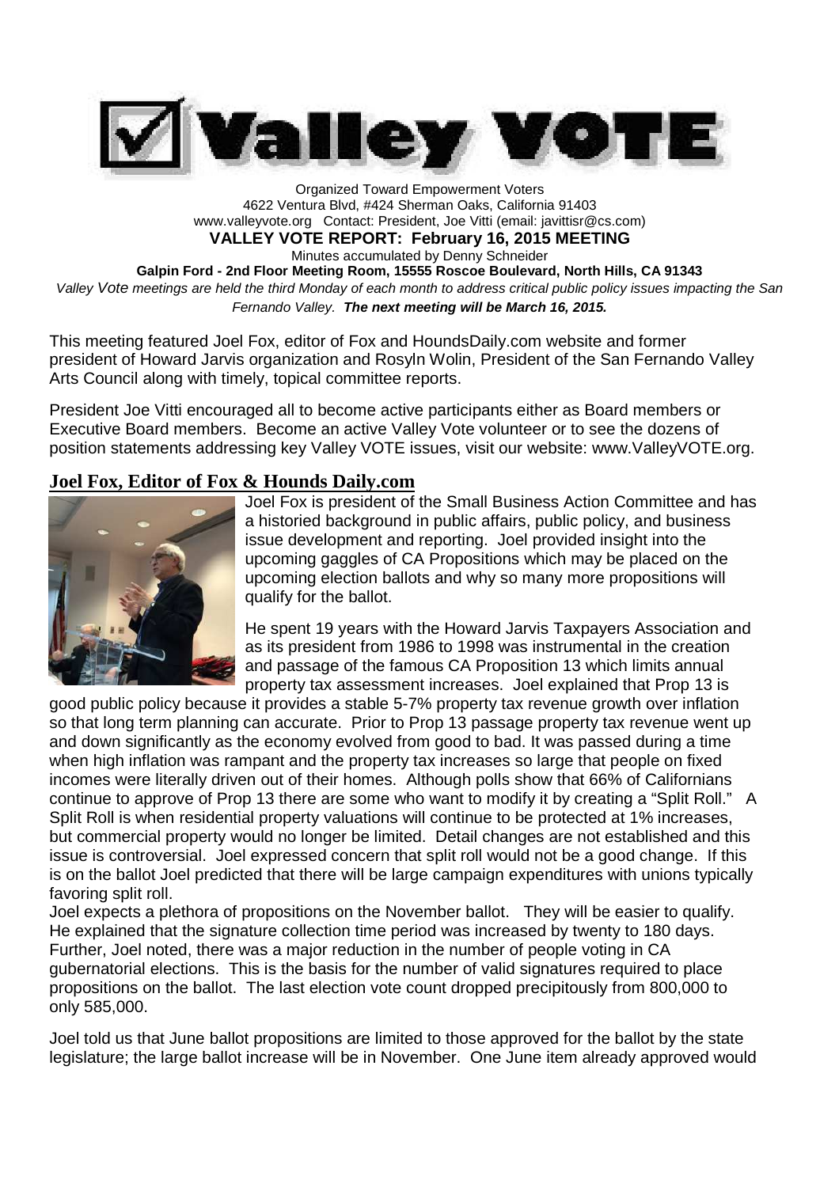# ☑ Valley VOTE

Organized Toward Empowerment Voters
4622 Ventura Blvd, #424 Sherman Oaks, California 91403
www.valleyvote.org Contact: President, Joe Vitti (email: javittisr@cs.com)

**VALLEY VOTE REPORT: February 16, 2015 MEETING**

Minutes accumulated by Denny Schneider

**Galpin Ford - 2nd Floor Meeting Room, 15555 Roscoe Boulevard, North Hills, CA 91343**

*Valley Vote meetings are held the third Monday of each month to address critical public policy issues impacting the San Fernando Valley.* ***The next meeting will be March 16, 2015.***

This meeting featured Joel Fox, editor of Fox and HoundsDaily.com website and former president of Howard Jarvis organization and Rosyln Wolin, President of the San Fernando Valley Arts Council along with timely, topical committee reports.

President Joe Vitti encouraged all to become active participants either as Board members or Executive Board members. Become an active Valley Vote volunteer or to see the dozens of position statements addressing key Valley VOTE issues, visit our website: www.ValleyVOTE.org.

## Joel Fox, Editor of Fox & Hounds Daily.com

Joel Fox is president of the Small Business Action Committee and has a historied background in public affairs, public policy, and business issue development and reporting. Joel provided insight into the upcoming gaggles of CA Propositions which may be placed on the upcoming election ballots and why so many more propositions will qualify for the ballot.

He spent 19 years with the Howard Jarvis Taxpayers Association and as its president from 1986 to 1998 was instrumental in the creation and passage of the famous CA Proposition 13 which limits annual property tax assessment increases. Joel explained that Prop 13 is good public policy because it provides a stable 5-7% property tax revenue growth over inflation so that long term planning can accurate. Prior to Prop 13 passage property tax revenue went up and down significantly as the economy evolved from good to bad. It was passed during a time when high inflation was rampant and the property tax increases so large that people on fixed incomes were literally driven out of their homes. Although polls show that 66% of Californians continue to approve of Prop 13 there are some who want to modify it by creating a "Split Roll." A Split Roll is when residential property valuations will continue to be protected at 1% increases, but commercial property would no longer be limited. Detail changes are not established and this issue is controversial. Joel expressed concern that split roll would not be a good change. If this is on the ballot Joel predicted that there will be large campaign expenditures with unions typically favoring split roll.

Joel expects a plethora of propositions on the November ballot. They will be easier to qualify. He explained that the signature collection time period was increased by twenty to 180 days. Further, Joel noted, there was a major reduction in the number of people voting in CA gubernatorial elections. This is the basis for the number of valid signatures required to place propositions on the ballot. The last election vote count dropped precipitously from 800,000 to only 585,000.

Joel told us that June ballot propositions are limited to those approved for the ballot by the state legislature; the large ballot increase will be in November. One June item already approved would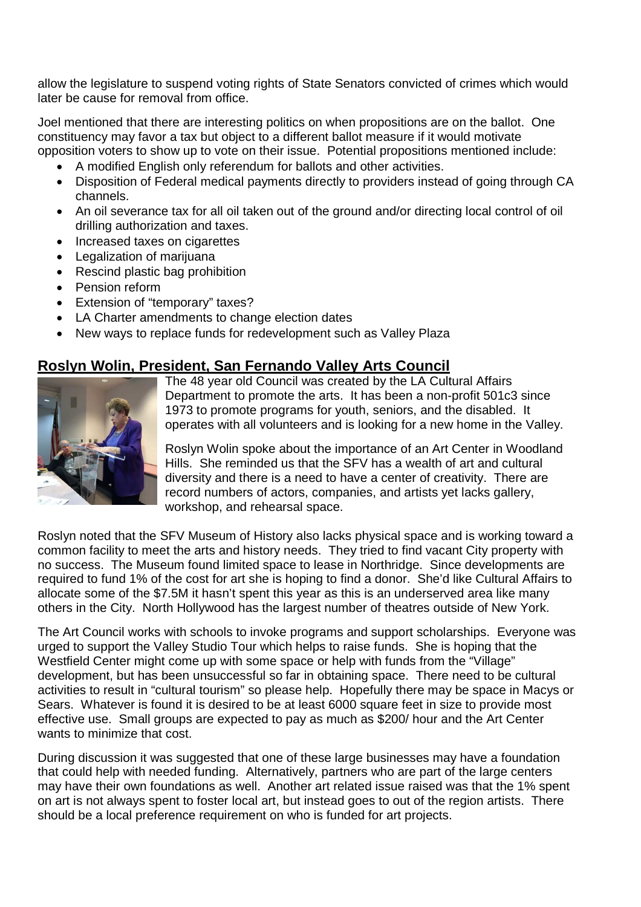allow the legislature to suspend voting rights of State Senators convicted of crimes which would later be cause for removal from office.

Joel mentioned that there are interesting politics on when propositions are on the ballot. One constituency may favor a tax but object to a different ballot measure if it would motivate opposition voters to show up to vote on their issue. Potential propositions mentioned include:

- A modified English only referendum for ballots and other activities.
- Disposition of Federal medical payments directly to providers instead of going through CA channels.
- An oil severance tax for all oil taken out of the ground and/or directing local control of oil drilling authorization and taxes.
- Increased taxes on cigarettes
- Legalization of marijuana
- Rescind plastic bag prohibition
- Pension reform
- Extension of "temporary" taxes?
- LA Charter amendments to change election dates
- New ways to replace funds for redevelopment such as Valley Plaza

## Roslyn Wolin, President, San Fernando Valley Arts Council

The 48 year old Council was created by the LA Cultural Affairs Department to promote the arts. It has been a non-profit 501c3 since 1973 to promote programs for youth, seniors, and the disabled. It operates with all volunteers and is looking for a new home in the Valley.

Roslyn Wolin spoke about the importance of an Art Center in Woodland Hills. She reminded us that the SFV has a wealth of art and cultural diversity and there is a need to have a center of creativity. There are record numbers of actors, companies, and artists yet lacks gallery, workshop, and rehearsal space.

Roslyn noted that the SFV Museum of History also lacks physical space and is working toward a common facility to meet the arts and history needs. They tried to find vacant City property with no success. The Museum found limited space to lease in Northridge. Since developments are required to fund 1% of the cost for art she is hoping to find a donor. She'd like Cultural Affairs to allocate some of the $7.5M it hasn't spent this year as this is an underserved area like many others in the City. North Hollywood has the largest number of theatres outside of New York.

The Art Council works with schools to invoke programs and support scholarships. Everyone was urged to support the Valley Studio Tour which helps to raise funds. She is hoping that the Westfield Center might come up with some space or help with funds from the "Village" development, but has been unsuccessful so far in obtaining space. There need to be cultural activities to result in "cultural tourism" so please help. Hopefully there may be space in Macys or Sears. Whatever is found it is desired to be at least 6000 square feet in size to provide most effective use. Small groups are expected to pay as much as $200/ hour and the Art Center wants to minimize that cost.

During discussion it was suggested that one of these large businesses may have a foundation that could help with needed funding. Alternatively, partners who are part of the large centers may have their own foundations as well. Another art related issue raised was that the 1% spent on art is not always spent to foster local art, but instead goes to out of the region artists. There should be a local preference requirement on who is funded for art projects.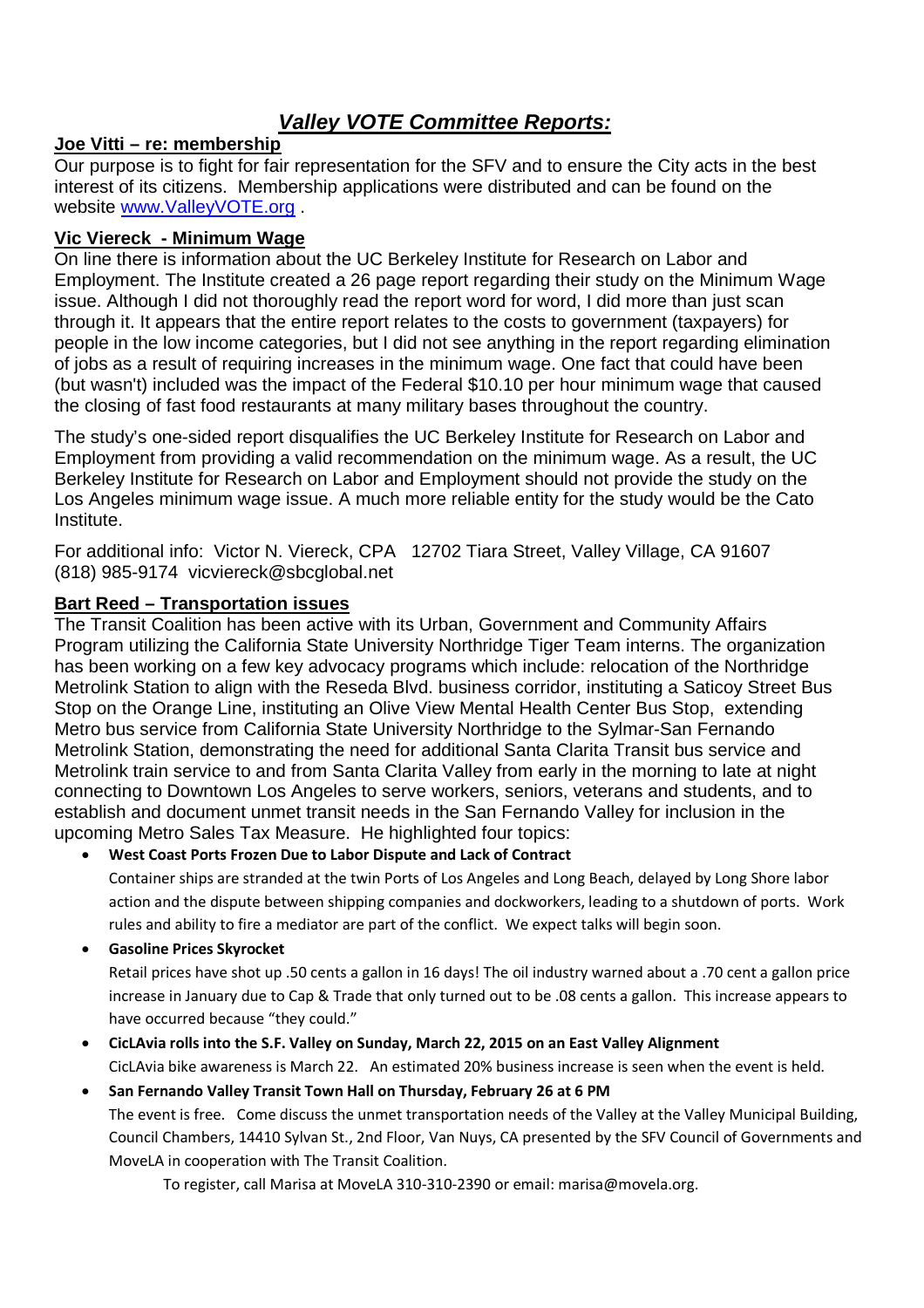# *Valley VOTE Committee Reports:*

## Joe Vitti – re: membership

Our purpose is to fight for fair representation for the SFV and to ensure the City acts in the best interest of its citizens. Membership applications were distributed and can be found on the website [www.ValleyVOTE.org](http://www.ValleyVOTE.org) .

## Vic Viereck - Minimum Wage

On line there is information about the UC Berkeley Institute for Research on Labor and Employment. The Institute created a 26 page report regarding their study on the Minimum Wage issue. Although I did not thoroughly read the report word for word, I did more than just scan through it. It appears that the entire report relates to the costs to government (taxpayers) for people in the low income categories, but I did not see anything in the report regarding elimination of jobs as a result of requiring increases in the minimum wage. One fact that could have been (but wasn't) included was the impact of the Federal $10.10 per hour minimum wage that caused the closing of fast food restaurants at many military bases throughout the country.

The study's one-sided report disqualifies the UC Berkeley Institute for Research on Labor and Employment from providing a valid recommendation on the minimum wage. As a result, the UC Berkeley Institute for Research on Labor and Employment should not provide the study on the Los Angeles minimum wage issue. A much more reliable entity for the study would be the Cato Institute.

For additional info: Victor N. Viereck, CPA 12702 Tiara Street, Valley Village, CA 91607 (818) 985-9174 vicviereck@sbcglobal.net

## Bart Reed – Transportation issues

The Transit Coalition has been active with its Urban, Government and Community Affairs Program utilizing the California State University Northridge Tiger Team interns. The organization has been working on a few key advocacy programs which include: relocation of the Northridge Metrolink Station to align with the Reseda Blvd. business corridor, instituting a Saticoy Street Bus Stop on the Orange Line, instituting an Olive View Mental Health Center Bus Stop, extending Metro bus service from California State University Northridge to the Sylmar-San Fernando Metrolink Station, demonstrating the need for additional Santa Clarita Transit bus service and Metrolink train service to and from Santa Clarita Valley from early in the morning to late at night connecting to Downtown Los Angeles to serve workers, seniors, veterans and students, and to establish and document unmet transit needs in the San Fernando Valley for inclusion in the upcoming Metro Sales Tax Measure. He highlighted four topics:

- **West Coast Ports Frozen Due to Labor Dispute and Lack of Contract**

  Container ships are stranded at the twin Ports of Los Angeles and Long Beach, delayed by Long Shore labor action and the dispute between shipping companies and dockworkers, leading to a shutdown of ports. Work rules and ability to fire a mediator are part of the conflict. We expect talks will begin soon.

- **Gasoline Prices Skyrocket**

  Retail prices have shot up .50 cents a gallon in 16 days! The oil industry warned about a .70 cent a gallon price increase in January due to Cap & Trade that only turned out to be .08 cents a gallon. This increase appears to have occurred because "they could."

- **CicLAvia rolls into the S.F. Valley on Sunday, March 22, 2015 on an East Valley Alignment**

  CicLAvia bike awareness is March 22. An estimated 20% business increase is seen when the event is held.

- **San Fernando Valley Transit Town Hall on Thursday, February 26 at 6 PM**

  The event is free. Come discuss the unmet transportation needs of the Valley at the Valley Municipal Building, Council Chambers, 14410 Sylvan St., 2nd Floor, Van Nuys, CA presented by the SFV Council of Governments and MoveLA in cooperation with The Transit Coalition.

  To register, call Marisa at MoveLA 310-310-2390 or email: marisa@movela.org.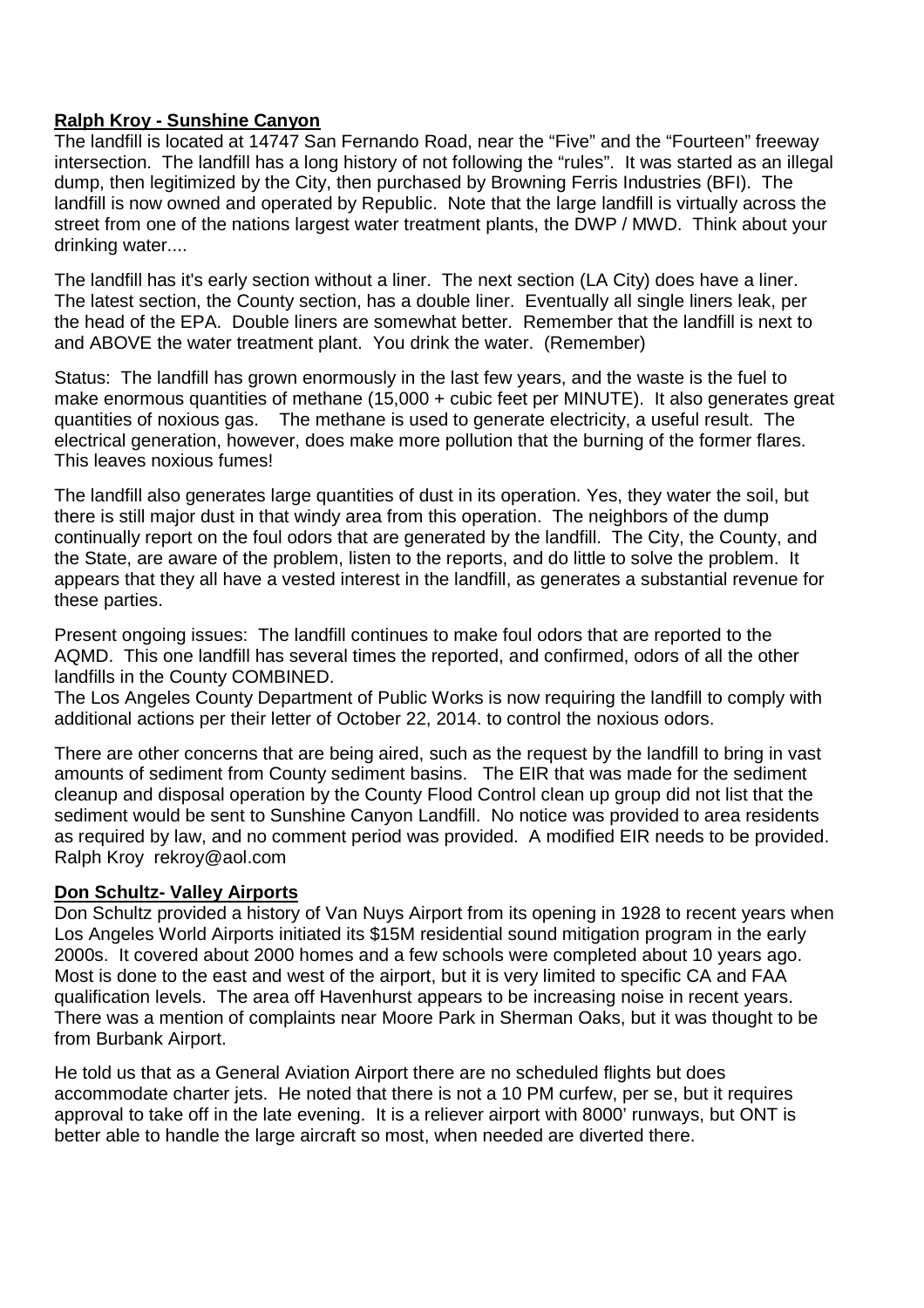**Ralph Kroy - Sunshine Canyon**

The landfill is located at 14747 San Fernando Road, near the "Five" and the "Fourteen" freeway intersection. The landfill has a long history of not following the "rules". It was started as an illegal dump, then legitimized by the City, then purchased by Browning Ferris Industries (BFI). The landfill is now owned and operated by Republic. Note that the large landfill is virtually across the street from one of the nations largest water treatment plants, the DWP / MWD. Think about your drinking water....

The landfill has it's early section without a liner. The next section (LA City) does have a liner. The latest section, the County section, has a double liner. Eventually all single liners leak, per the head of the EPA. Double liners are somewhat better. Remember that the landfill is next to and ABOVE the water treatment plant. You drink the water. (Remember)

Status: The landfill has grown enormously in the last few years, and the waste is the fuel to make enormous quantities of methane (15,000 + cubic feet per MINUTE). It also generates great quantities of noxious gas. The methane is used to generate electricity, a useful result. The electrical generation, however, does make more pollution that the burning of the former flares. This leaves noxious fumes!

The landfill also generates large quantities of dust in its operation. Yes, they water the soil, but there is still major dust in that windy area from this operation. The neighbors of the dump continually report on the foul odors that are generated by the landfill. The City, the County, and the State, are aware of the problem, listen to the reports, and do little to solve the problem. It appears that they all have a vested interest in the landfill, as generates a substantial revenue for these parties.

Present ongoing issues: The landfill continues to make foul odors that are reported to the AQMD. This one landfill has several times the reported, and confirmed, odors of all the other landfills in the County COMBINED.
The Los Angeles County Department of Public Works is now requiring the landfill to comply with additional actions per their letter of October 22, 2014. to control the noxious odors.

There are other concerns that are being aired, such as the request by the landfill to bring in vast amounts of sediment from County sediment basins. The EIR that was made for the sediment cleanup and disposal operation by the County Flood Control clean up group did not list that the sediment would be sent to Sunshine Canyon Landfill. No notice was provided to area residents as required by law, and no comment period was provided. A modified EIR needs to be provided.
Ralph Kroy rekroy@aol.com

**Don Schultz- Valley Airports**

Don Schultz provided a history of Van Nuys Airport from its opening in 1928 to recent years when Los Angeles World Airports initiated its $15M residential sound mitigation program in the early 2000s. It covered about 2000 homes and a few schools were completed about 10 years ago. Most is done to the east and west of the airport, but it is very limited to specific CA and FAA qualification levels. The area off Havenhurst appears to be increasing noise in recent years. There was a mention of complaints near Moore Park in Sherman Oaks, but it was thought to be from Burbank Airport.

He told us that as a General Aviation Airport there are no scheduled flights but does accommodate charter jets. He noted that there is not a 10 PM curfew, per se, but it requires approval to take off in the late evening. It is a reliever airport with 8000' runways, but ONT is better able to handle the large aircraft so most, when needed are diverted there.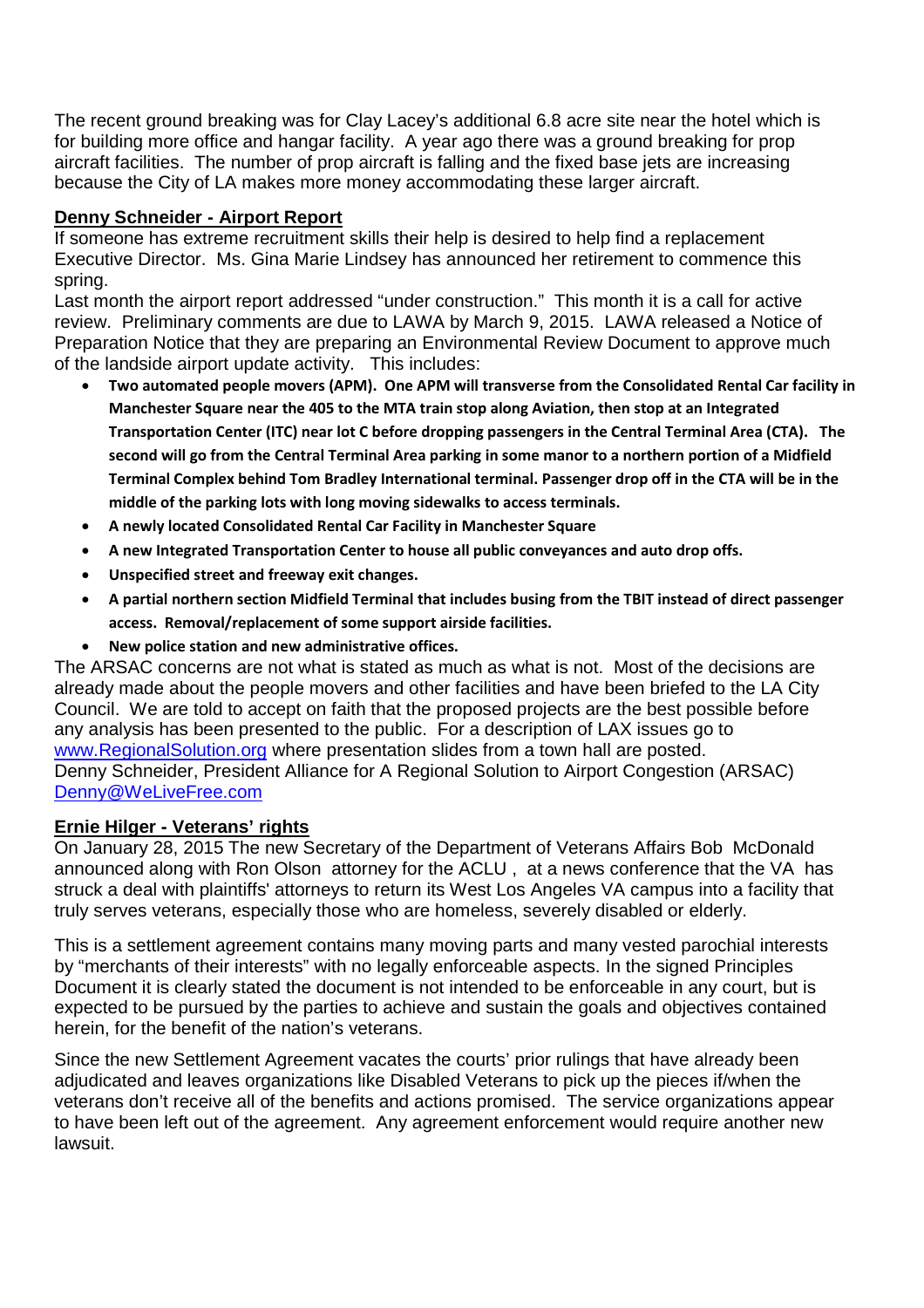The recent ground breaking was for Clay Lacey's additional 6.8 acre site near the hotel which is for building more office and hangar facility. A year ago there was a ground breaking for prop aircraft facilities. The number of prop aircraft is falling and the fixed base jets are increasing because the City of LA makes more money accommodating these larger aircraft.

**Denny Schneider - Airport Report**

If someone has extreme recruitment skills their help is desired to help find a replacement Executive Director. Ms. Gina Marie Lindsey has announced her retirement to commence this spring.

Last month the airport report addressed "under construction." This month it is a call for active review. Preliminary comments are due to LAWA by March 9, 2015. LAWA released a Notice of Preparation Notice that they are preparing an Environmental Review Document to approve much of the landside airport update activity. This includes:

- **Two automated people movers (APM). One APM will transverse from the Consolidated Rental Car facility in Manchester Square near the 405 to the MTA train stop along Aviation, then stop at an Integrated Transportation Center (ITC) near lot C before dropping passengers in the Central Terminal Area (CTA). The second will go from the Central Terminal Area parking in some manor to a northern portion of a Midfield Terminal Complex behind Tom Bradley International terminal. Passenger drop off in the CTA will be in the middle of the parking lots with long moving sidewalks to access terminals.**
- **A newly located Consolidated Rental Car Facility in Manchester Square**
- **A new Integrated Transportation Center to house all public conveyances and auto drop offs.**
- **Unspecified street and freeway exit changes.**
- **A partial northern section Midfield Terminal that includes busing from the TBIT instead of direct passenger access. Removal/replacement of some support airside facilities.**
- **New police station and new administrative offices.**

The ARSAC concerns are not what is stated as much as what is not. Most of the decisions are already made about the people movers and other facilities and have been briefed to the LA City Council. We are told to accept on faith that the proposed projects are the best possible before any analysis has been presented to the public. For a description of LAX issues go to www.RegionalSolution.org where presentation slides from a town hall are posted.

Denny Schneider, President Alliance for A Regional Solution to Airport Congestion (ARSAC) Denny@WeLiveFree.com

**Ernie Hilger - Veterans' rights**

On January 28, 2015 The new Secretary of the Department of Veterans Affairs Bob McDonald announced along with Ron Olson attorney for the ACLU , at a news conference that the VA has struck a deal with plaintiffs' attorneys to return its West Los Angeles VA campus into a facility that truly serves veterans, especially those who are homeless, severely disabled or elderly.

This is a settlement agreement contains many moving parts and many vested parochial interests by "merchants of their interests" with no legally enforceable aspects. In the signed Principles Document it is clearly stated the document is not intended to be enforceable in any court, but is expected to be pursued by the parties to achieve and sustain the goals and objectives contained herein, for the benefit of the nation's veterans.

Since the new Settlement Agreement vacates the courts' prior rulings that have already been adjudicated and leaves organizations like Disabled Veterans to pick up the pieces if/when the veterans don't receive all of the benefits and actions promised. The service organizations appear to have been left out of the agreement. Any agreement enforcement would require another new lawsuit.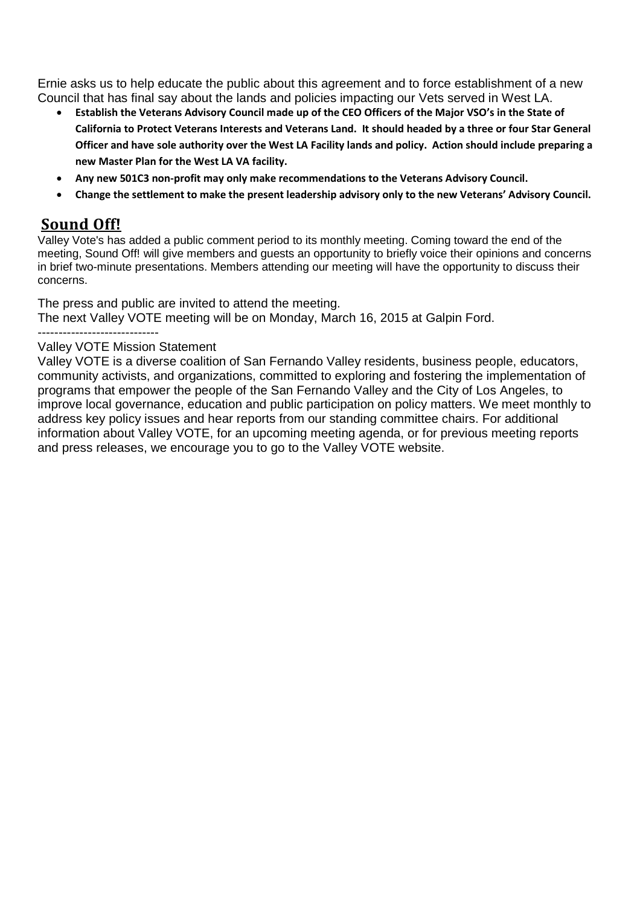Ernie asks us to help educate the public about this agreement and to force establishment of a new Council that has final say about the lands and policies impacting our Vets served in West LA.

- **Establish the Veterans Advisory Council made up of the CEO Officers of the Major VSO's in the State of California to Protect Veterans Interests and Veterans Land. It should headed by a three or four Star General Officer and have sole authority over the West LA Facility lands and policy. Action should include preparing a new Master Plan for the West LA VA facility.**
- **Any new 501C3 non-profit may only make recommendations to the Veterans Advisory Council.**
- **Change the settlement to make the present leadership advisory only to the new Veterans' Advisory Council.**

## Sound Off!

Valley Vote's has added a public comment period to its monthly meeting. Coming toward the end of the meeting, Sound Off! will give members and guests an opportunity to briefly voice their opinions and concerns in brief two-minute presentations. Members attending our meeting will have the opportunity to discuss their concerns.

The press and public are invited to attend the meeting.
The next Valley VOTE meeting will be on Monday, March 16, 2015 at Galpin Ford.

-----------------------------

Valley VOTE Mission Statement

Valley VOTE is a diverse coalition of San Fernando Valley residents, business people, educators, community activists, and organizations, committed to exploring and fostering the implementation of programs that empower the people of the San Fernando Valley and the City of Los Angeles, to improve local governance, education and public participation on policy matters. We meet monthly to address key policy issues and hear reports from our standing committee chairs. For additional information about Valley VOTE, for an upcoming meeting agenda, or for previous meeting reports and press releases, we encourage you to go to the Valley VOTE website.